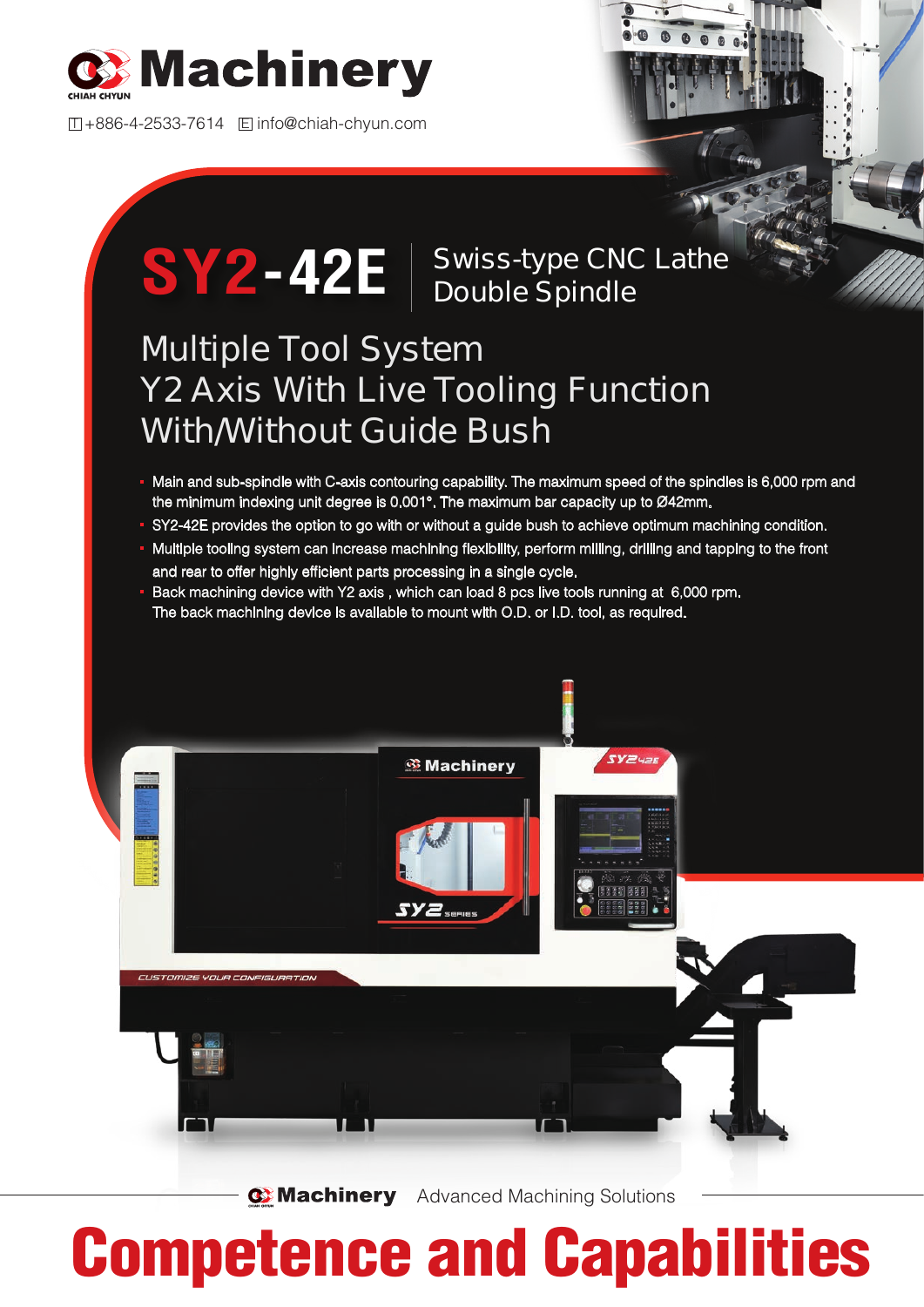# CHIAH CHYUN Machinery

T +886-4-2533-7614 E info@chiah-chyun.com

# SY2-42E

## Swiss-type CNC Lathe Double Spindle

## Multiple Tool System
## Y2 Axis With Live Tooling Function
## With/Without Guide Bush

- Main and sub-spindle with C-axis contouring capability. The maximum speed of the spindles is 6,000 rpm and the minimum indexing unit degree is 0.001°. The maximum bar capacity up to Ø42mm.
- SY2-42E provides the option to go with or without a guide bush to achieve optimum machining condition.
- Multiple tooling system can increase machining flexibility, perform milling, drilling and tapping to the front and rear to offer highly efficient parts processing in a single cycle.
- Back machining device with Y2 axis , which can load 8 pcs live tools running at 6,000 rpm. The back machining device is available to mount with O.D. or I.D. tool, as required.

Machinery Advanced Machining Solutions

# Competence and Capabilities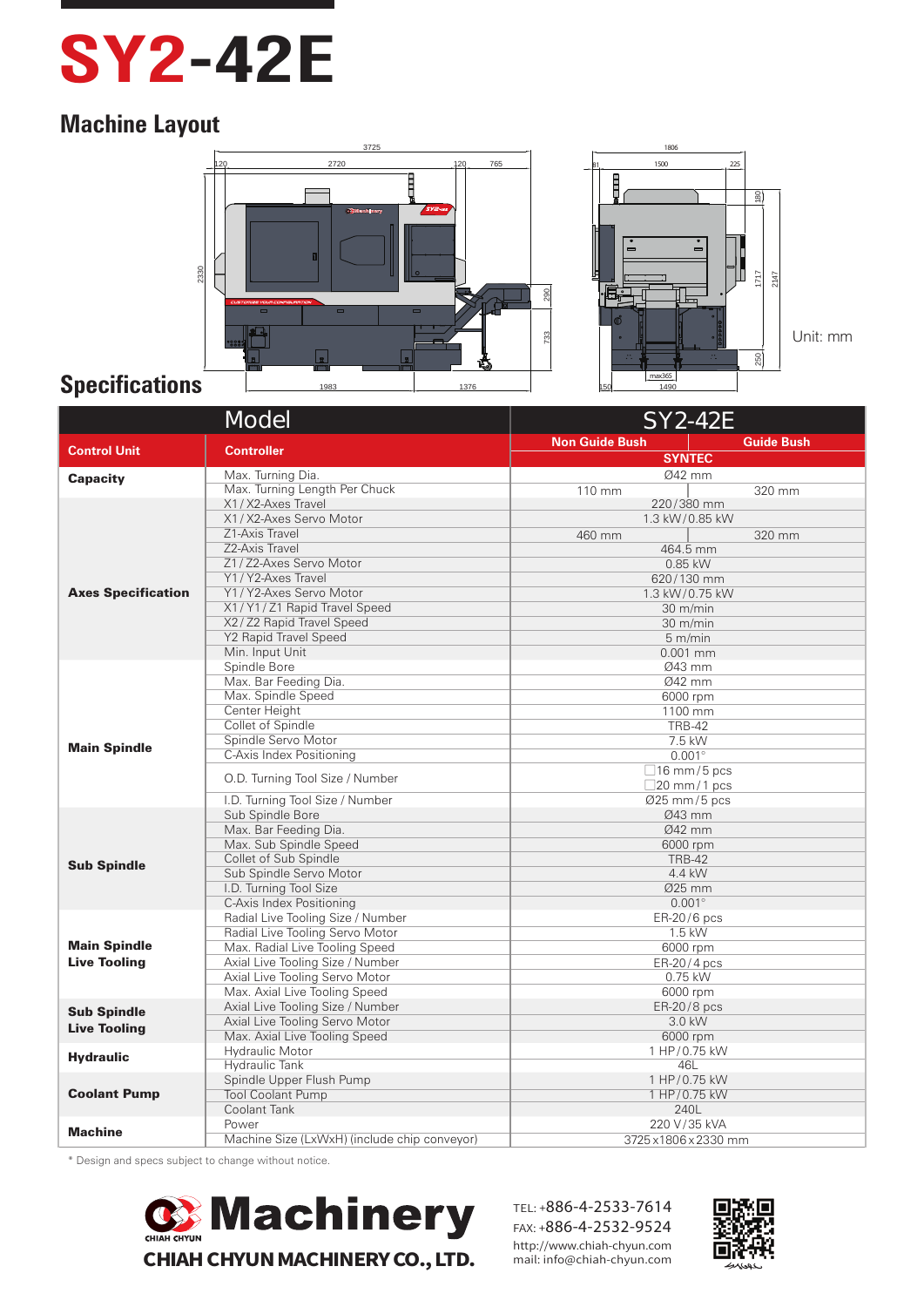# SY2-42E

## Machine Layout

3725
120 2720 120 765
2330
290
733
1983 1376

1806
81 1500 225
180
1717 2147
250
150 max365 1490

Unit: mm

## Specifications

| Model | | SY2-42E | |
|---|---|---|---|
| **Control Unit** | **Controller** | **Non Guide Bush** | **Guide Bush** |
| | | **SYNTEC** | |
| **Capacity** | Max. Turning Dia. | Ø42 mm | |
| | Max. Turning Length Per Chuck | 110 mm | 320 mm |
| **Axes Specification** | X1 / X2-Axes Travel | 220 / 380 mm | |
| | X1 / X2-Axes Servo Motor | 1.3 kW / 0.85 kW | |
| | Z1-Axis Travel | 460 mm | 320 mm |
| | Z2-Axis Travel | 464.5 mm | |
| | Z1 / Z2-Axes Servo Motor | 0.85 kW | |
| | Y1 / Y2-Axes Travel | 620 / 130 mm | |
| | Y1 / Y2-Axes Servo Motor | 1.3 kW / 0.75 kW | |
| | X1 / Y1 / Z1 Rapid Travel Speed | 30 m/min | |
| | X2 / Z2 Rapid Travel Speed | 30 m/min | |
| | Y2 Rapid Travel Speed | 5 m/min | |
| | Min. Input Unit | 0.001 mm | |
| **Main Spindle** | Spindle Bore | Ø43 mm | |
| | Max. Bar Feeding Dia. | Ø42 mm | |
| | Max. Spindle Speed | 6000 rpm | |
| | Center Height | 1100 mm | |
| | Collet of Spindle | TRB-42 | |
| | Spindle Servo Motor | 7.5 kW | |
| | C-Axis Index Positioning | 0.001° | |
| | O.D. Turning Tool Size / Number | □16 mm / 5 pcs<br>□20 mm / 1 pcs | |
| | I.D. Turning Tool Size / Number | Ø25 mm / 5 pcs | |
| **Sub Spindle** | Sub Spindle Bore | Ø43 mm | |
| | Max. Bar Feeding Dia. | Ø42 mm | |
| | Max. Sub Spindle Speed | 6000 rpm | |
| | Collet of Sub Spindle | TRB-42 | |
| | Sub Spindle Servo Motor | 4.4 kW | |
| | I.D. Turning Tool Size | Ø25 mm | |
| | C-Axis Index Positioning | 0.001° | |
| **Main Spindle Live Tooling** | Radial Live Tooling Size / Number | ER-20 / 6 pcs | |
| | Radial Live Tooling Servo Motor | 1.5 kW | |
| | Max. Radial Live Tooling Speed | 6000 rpm | |
| | Axial Live Tooling Size / Number | ER-20 / 4 pcs | |
| | Axial Live Tooling Servo Motor | 0.75 kW | |
| | Max. Axial Live Tooling Speed | 6000 rpm | |
| **Sub Spindle Live Tooling** | Axial Live Tooling Size / Number | ER-20 / 8 pcs | |
| | Axial Live Tooling Servo Motor | 3.0 kW | |
| | Max. Axial Live Tooling Speed | 6000 rpm | |
| **Hydraulic** | Hydraulic Motor | 1 HP / 0.75 kW | |
| | Hydraulic Tank | 46L | |
| **Coolant Pump** | Spindle Upper Flush Pump | 1 HP / 0.75 kW | |
| | Tool Coolant Pump | 1 HP / 0.75 kW | |
| | Coolant Tank | 240L | |
| **Machine** | Power | 220 V / 35 kVA | |
| | Machine Size (LxWxH) (include chip conveyor) | 3725 x 1806 x 2330 mm | |

\* Design and specs subject to change without notice.

**CHIAH CHYUN MACHINERY CO., LTD.**

TEL: +886-4-2533-7614
FAX: +886-4-2532-9524
http://www.chiah-chyun.com
mail: info@chiah-chyun.com